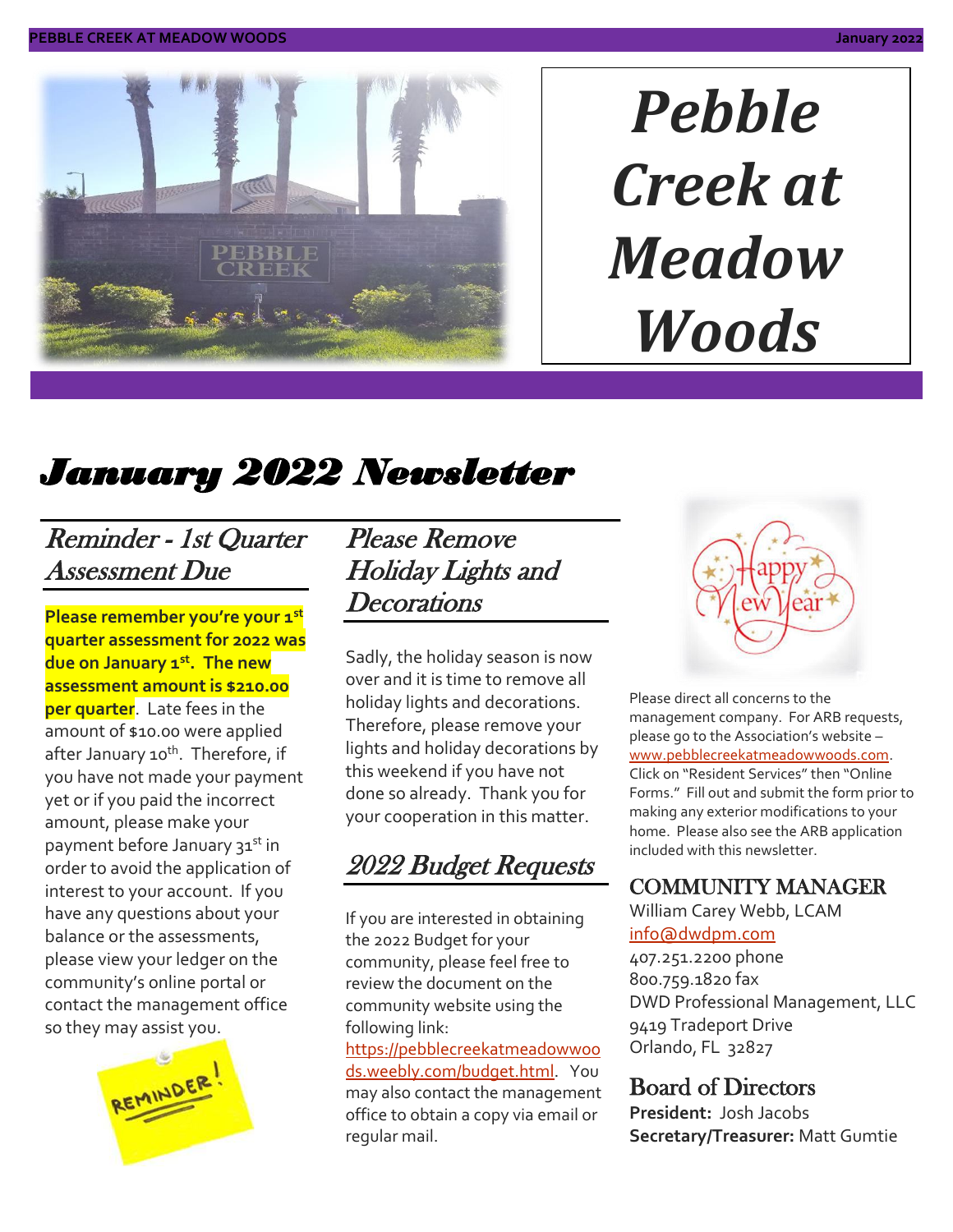# Pebble Creek at Meadow Woods

## *January 2022 Newsletter*

### *Reminder - 1st Quarter Assessment Due*

**Please remember you're your 1st quarter assessment for 2022 was due on January 1st. The new assessment amount is $210.00 per quarter**. Late fees in the amount of $10.00 were applied after January 10th. Therefore, if you have not made your payment yet or if you paid the incorrect amount, please make your payment before January 31st in order to avoid the application of interest to your account. If you have any questions about your balance or the assessments, please view your ledger on the community's online portal or contact the management office so they may assist you.

### *Please Remove Holiday Lights and Decorations*

Sadly, the holiday season is now over and it is time to remove all holiday lights and decorations. Therefore, please remove your lights and holiday decorations by this weekend if you have not done so already. Thank you for your cooperation in this matter.

### *2022 Budget Requests*

If you are interested in obtaining the 2022 Budget for your community, please feel free to review the document on the community website using the following link: https://pebblecreekatmeadowwoods.weebly.com/budget.html. You may also contact the management office to obtain a copy via email or regular mail.

Please direct all concerns to the management company. For ARB requests, please go to the Association's website – www.pebblecreekatmeadowwoods.com. Click on "Resident Services" then "Online Forms." Fill out and submit the form prior to making any exterior modifications to your home. Please also see the ARB application included with this newsletter.

### COMMUNITY MANAGER

William Carey Webb, LCAM
info@dwdpm.com
407.251.2200 phone
800.759.1820 fax
DWD Professional Management, LLC
9419 Tradeport Drive
Orlando, FL 32827

### Board of Directors

**President:** Josh Jacobs
**Secretary/Treasurer:** Matt Gumtie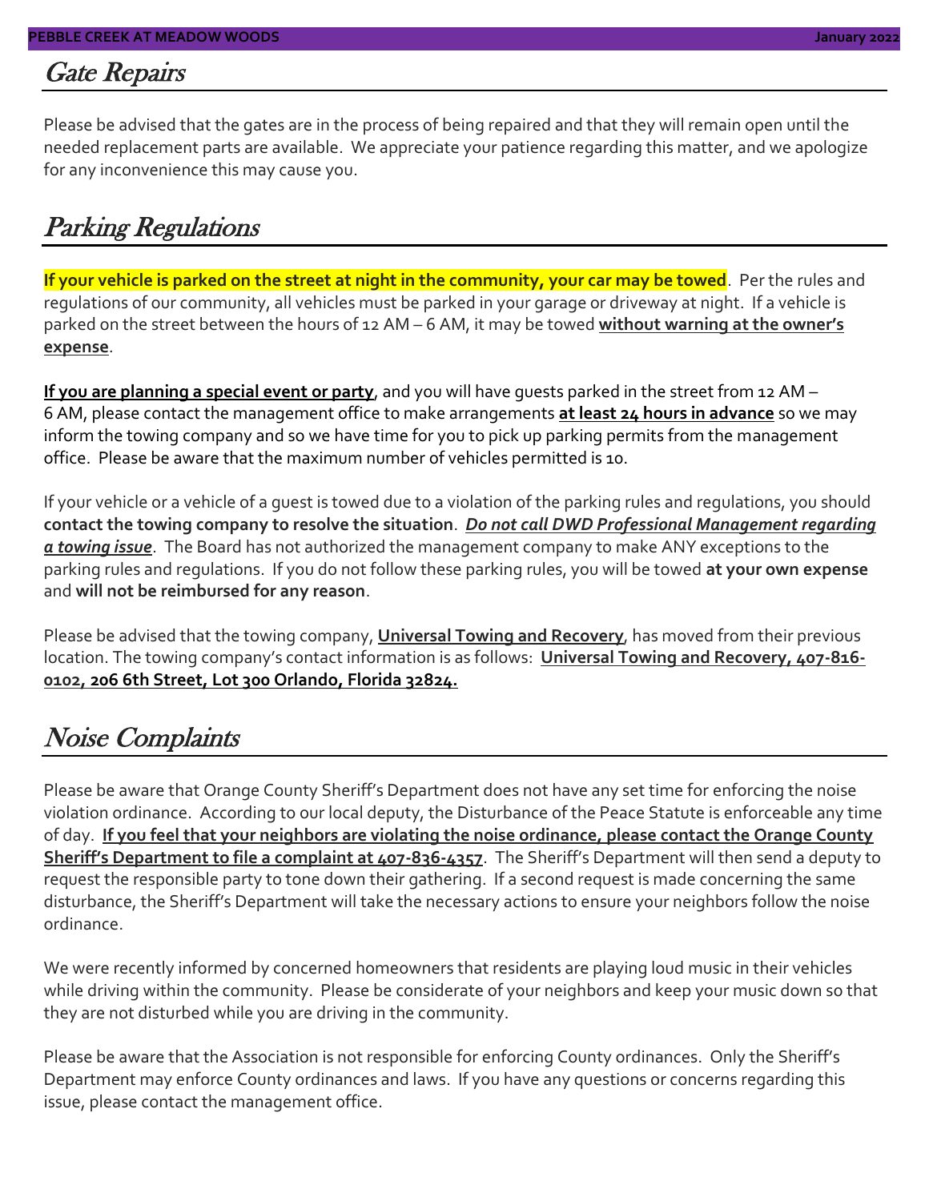## Gate Repairs

Please be advised that the gates are in the process of being repaired and that they will remain open until the needed replacement parts are available. We appreciate your patience regarding this matter, and we apologize for any inconvenience this may cause you.

## Parking Regulations

**If your vehicle is parked on the street at night in the community, your car may be towed**. Per the rules and regulations of our community, all vehicles must be parked in your garage or driveway at night. If a vehicle is parked on the street between the hours of 12 AM – 6 AM, it may be towed **without warning at the owner's expense**.

**If you are planning a special event or party**, and you will have guests parked in the street from 12 AM – 6 AM, please contact the management office to make arrangements **at least 24 hours in advance** so we may inform the towing company and so we have time for you to pick up parking permits from the management office. Please be aware that the maximum number of vehicles permitted is 10.

If your vehicle or a vehicle of a guest is towed due to a violation of the parking rules and regulations, you should **contact the towing company to resolve the situation**. ***Do not call DWD Professional Management regarding a towing issue***. The Board has not authorized the management company to make ANY exceptions to the parking rules and regulations. If you do not follow these parking rules, you will be towed **at your own expense** and **will not be reimbursed for any reason**.

Please be advised that the towing company, **Universal Towing and Recovery**, has moved from their previous location. The towing company's contact information is as follows: **Universal Towing and Recovery, 407-816-0102, 206 6th Street, Lot 300 Orlando, Florida 32824.**

## Noise Complaints

Please be aware that Orange County Sheriff's Department does not have any set time for enforcing the noise violation ordinance. According to our local deputy, the Disturbance of the Peace Statute is enforceable any time of day. **If you feel that your neighbors are violating the noise ordinance, please contact the Orange County Sheriff's Department to file a complaint at 407-836-4357**. The Sheriff's Department will then send a deputy to request the responsible party to tone down their gathering. If a second request is made concerning the same disturbance, the Sheriff's Department will take the necessary actions to ensure your neighbors follow the noise ordinance.

We were recently informed by concerned homeowners that residents are playing loud music in their vehicles while driving within the community. Please be considerate of your neighbors and keep your music down so that they are not disturbed while you are driving in the community.

Please be aware that the Association is not responsible for enforcing County ordinances. Only the Sheriff's Department may enforce County ordinances and laws. If you have any questions or concerns regarding this issue, please contact the management office.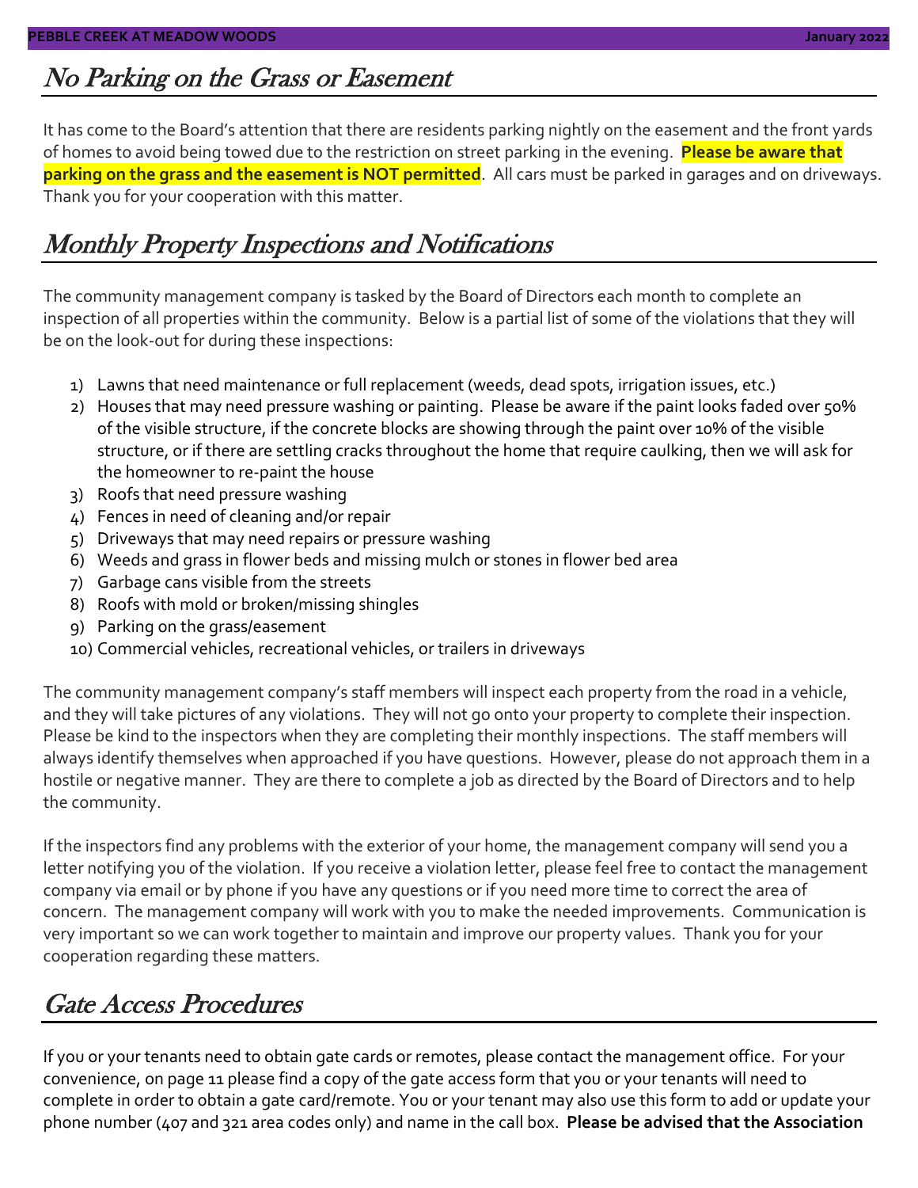## No Parking on the Grass or Easement

It has come to the Board's attention that there are residents parking nightly on the easement and the front yards of homes to avoid being towed due to the restriction on street parking in the evening. **Please be aware that parking on the grass and the easement is NOT permitted**. All cars must be parked in garages and on driveways. Thank you for your cooperation with this matter.

## Monthly Property Inspections and Notifications

The community management company is tasked by the Board of Directors each month to complete an inspection of all properties within the community. Below is a partial list of some of the violations that they will be on the look-out for during these inspections:

1) Lawns that need maintenance or full replacement (weeds, dead spots, irrigation issues, etc.)
2) Houses that may need pressure washing or painting. Please be aware if the paint looks faded over 50% of the visible structure, if the concrete blocks are showing through the paint over 10% of the visible structure, or if there are settling cracks throughout the home that require caulking, then we will ask for the homeowner to re-paint the house
3) Roofs that need pressure washing
4) Fences in need of cleaning and/or repair
5) Driveways that may need repairs or pressure washing
6) Weeds and grass in flower beds and missing mulch or stones in flower bed area
7) Garbage cans visible from the streets
8) Roofs with mold or broken/missing shingles
9) Parking on the grass/easement
10) Commercial vehicles, recreational vehicles, or trailers in driveways

The community management company's staff members will inspect each property from the road in a vehicle, and they will take pictures of any violations. They will not go onto your property to complete their inspection. Please be kind to the inspectors when they are completing their monthly inspections. The staff members will always identify themselves when approached if you have questions. However, please do not approach them in a hostile or negative manner. They are there to complete a job as directed by the Board of Directors and to help the community.

If the inspectors find any problems with the exterior of your home, the management company will send you a letter notifying you of the violation. If you receive a violation letter, please feel free to contact the management company via email or by phone if you have any questions or if you need more time to correct the area of concern. The management company will work with you to make the needed improvements. Communication is very important so we can work together to maintain and improve our property values. Thank you for your cooperation regarding these matters.

## Gate Access Procedures

If you or your tenants need to obtain gate cards or remotes, please contact the management office. For your convenience, on page 11 please find a copy of the gate access form that you or your tenants will need to complete in order to obtain a gate card/remote. You or your tenant may also use this form to add or update your phone number (407 and 321 area codes only) and name in the call box. **Please be advised that the Association**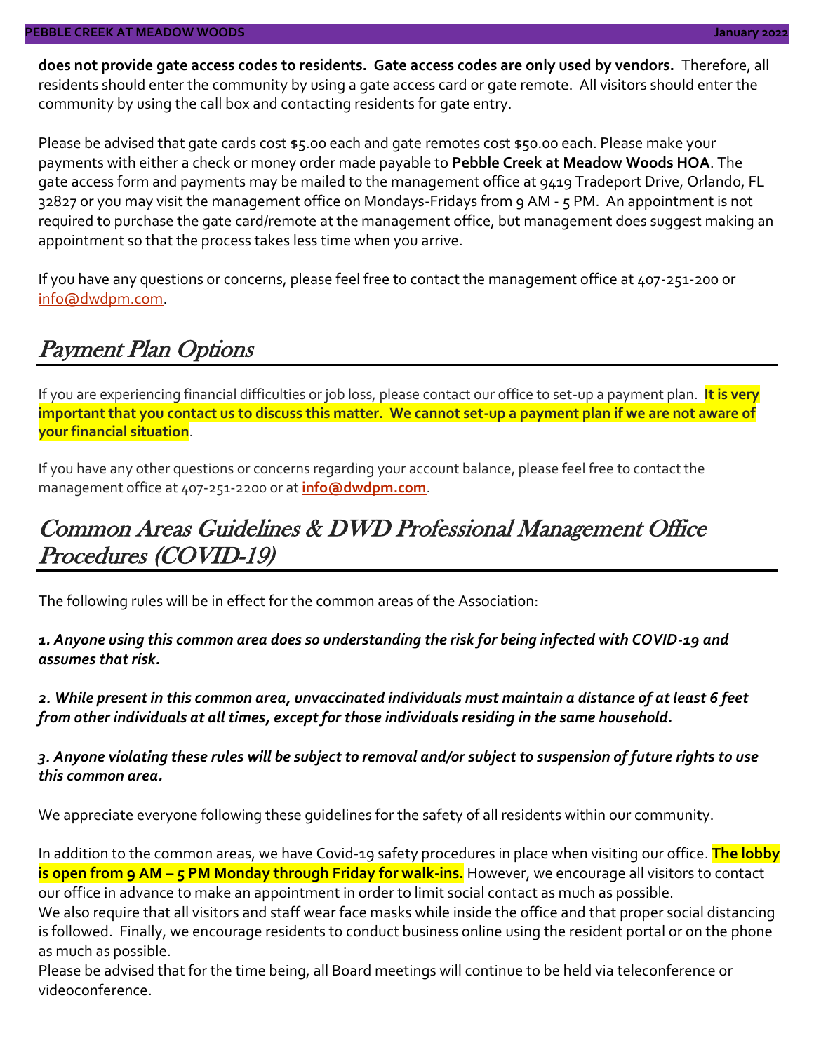**does not provide gate access codes to residents. Gate access codes are only used by vendors.** Therefore, all residents should enter the community by using a gate access card or gate remote. All visitors should enter the community by using the call box and contacting residents for gate entry.

Please be advised that gate cards cost $5.00 each and gate remotes cost $50.00 each. Please make your payments with either a check or money order made payable to **Pebble Creek at Meadow Woods HOA**. The gate access form and payments may be mailed to the management office at 9419 Tradeport Drive, Orlando, FL 32827 or you may visit the management office on Mondays-Fridays from 9 AM - 5 PM. An appointment is not required to purchase the gate card/remote at the management office, but management does suggest making an appointment so that the process takes less time when you arrive.

If you have any questions or concerns, please feel free to contact the management office at 407-251-200 or info@dwdpm.com.

## Payment Plan Options

If you are experiencing financial difficulties or job loss, please contact our office to set-up a payment plan. **It is very important that you contact us to discuss this matter. We cannot set-up a payment plan if we are not aware of your financial situation**.

If you have any other questions or concerns regarding your account balance, please feel free to contact the management office at 407-251-2200 or at **info@dwdpm.com**.

## Common Areas Guidelines & DWD Professional Management Office Procedures (COVID-19)

The following rules will be in effect for the common areas of the Association:

***1. Anyone using this common area does so understanding the risk for being infected with COVID-19 and assumes that risk.***

***2. While present in this common area, unvaccinated individuals must maintain a distance of at least 6 feet from other individuals at all times, except for those individuals residing in the same household.***

***3. Anyone violating these rules will be subject to removal and/or subject to suspension of future rights to use this common area.***

We appreciate everyone following these guidelines for the safety of all residents within our community.

In addition to the common areas, we have Covid-19 safety procedures in place when visiting our office. **The lobby is open from 9 AM – 5 PM Monday through Friday for walk-ins.** However, we encourage all visitors to contact our office in advance to make an appointment in order to limit social contact as much as possible.
We also require that all visitors and staff wear face masks while inside the office and that proper social distancing is followed. Finally, we encourage residents to conduct business online using the resident portal or on the phone as much as possible.
Please be advised that for the time being, all Board meetings will continue to be held via teleconference or videoconference.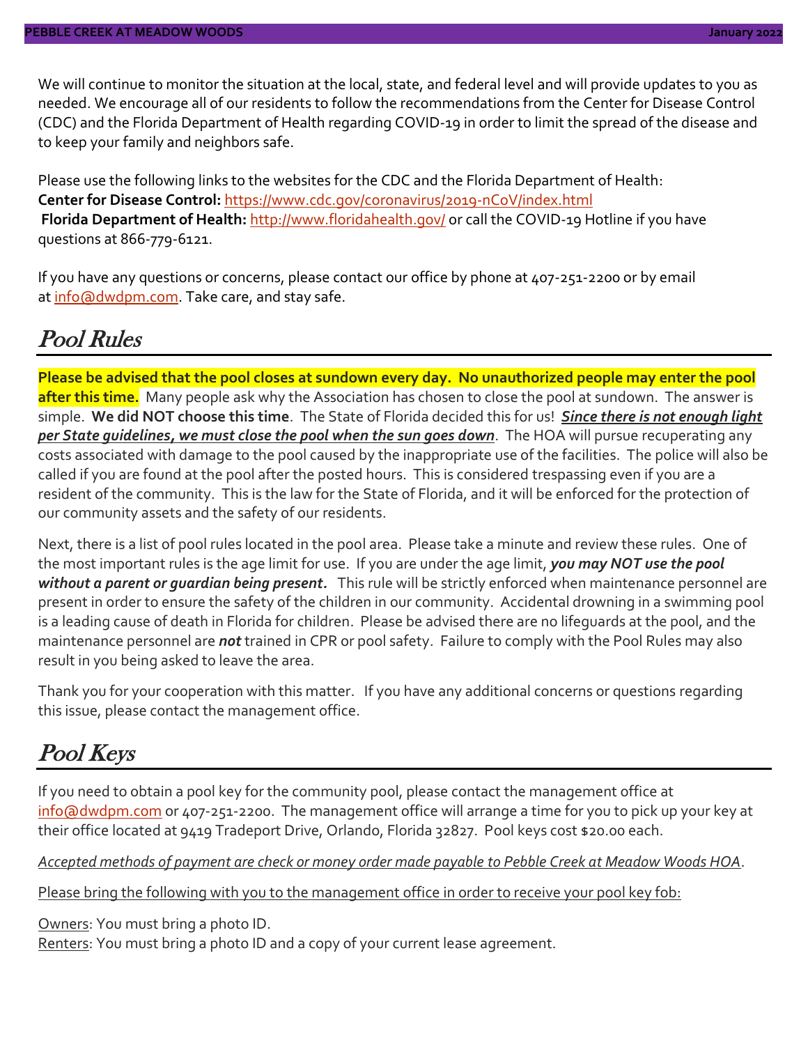We will continue to monitor the situation at the local, state, and federal level and will provide updates to you as needed. We encourage all of our residents to follow the recommendations from the Center for Disease Control (CDC) and the Florida Department of Health regarding COVID-19 in order to limit the spread of the disease and to keep your family and neighbors safe.

Please use the following links to the websites for the CDC and the Florida Department of Health:
**Center for Disease Control:** https://www.cdc.gov/coronavirus/2019-nCoV/index.html
**Florida Department of Health:** http://www.floridahealth.gov/ or call the COVID-19 Hotline if you have questions at 866-779-6121.

If you have any questions or concerns, please contact our office by phone at 407-251-2200 or by email at info@dwdpm.com. Take care, and stay safe.

## Pool Rules

**Please be advised that the pool closes at sundown every day. No unauthorized people may enter the pool after this time.** Many people ask why the Association has chosen to close the pool at sundown. The answer is simple. **We did NOT choose this time**. The State of Florida decided this for us! ***Since there is not enough light per State guidelines, we must close the pool when the sun goes down***. The HOA will pursue recuperating any costs associated with damage to the pool caused by the inappropriate use of the facilities. The police will also be called if you are found at the pool after the posted hours. This is considered trespassing even if you are a resident of the community. This is the law for the State of Florida, and it will be enforced for the protection of our community assets and the safety of our residents.

Next, there is a list of pool rules located in the pool area. Please take a minute and review these rules. One of the most important rules is the age limit for use. If you are under the age limit, ***you may NOT use the pool without a parent or guardian being present.*** This rule will be strictly enforced when maintenance personnel are present in order to ensure the safety of the children in our community. Accidental drowning in a swimming pool is a leading cause of death in Florida for children. Please be advised there are no lifeguards at the pool, and the maintenance personnel are ***not*** trained in CPR or pool safety. Failure to comply with the Pool Rules may also result in you being asked to leave the area.

Thank you for your cooperation with this matter. If you have any additional concerns or questions regarding this issue, please contact the management office.

## Pool Keys

If you need to obtain a pool key for the community pool, please contact the management office at info@dwdpm.com or 407-251-2200. The management office will arrange a time for you to pick up your key at their office located at 9419 Tradeport Drive, Orlando, Florida 32827. Pool keys cost $20.00 each.

*Accepted methods of payment are check or money order made payable to Pebble Creek at Meadow Woods HOA*.

Please bring the following with you to the management office in order to receive your pool key fob:

Owners: You must bring a photo ID.
Renters: You must bring a photo ID and a copy of your current lease agreement.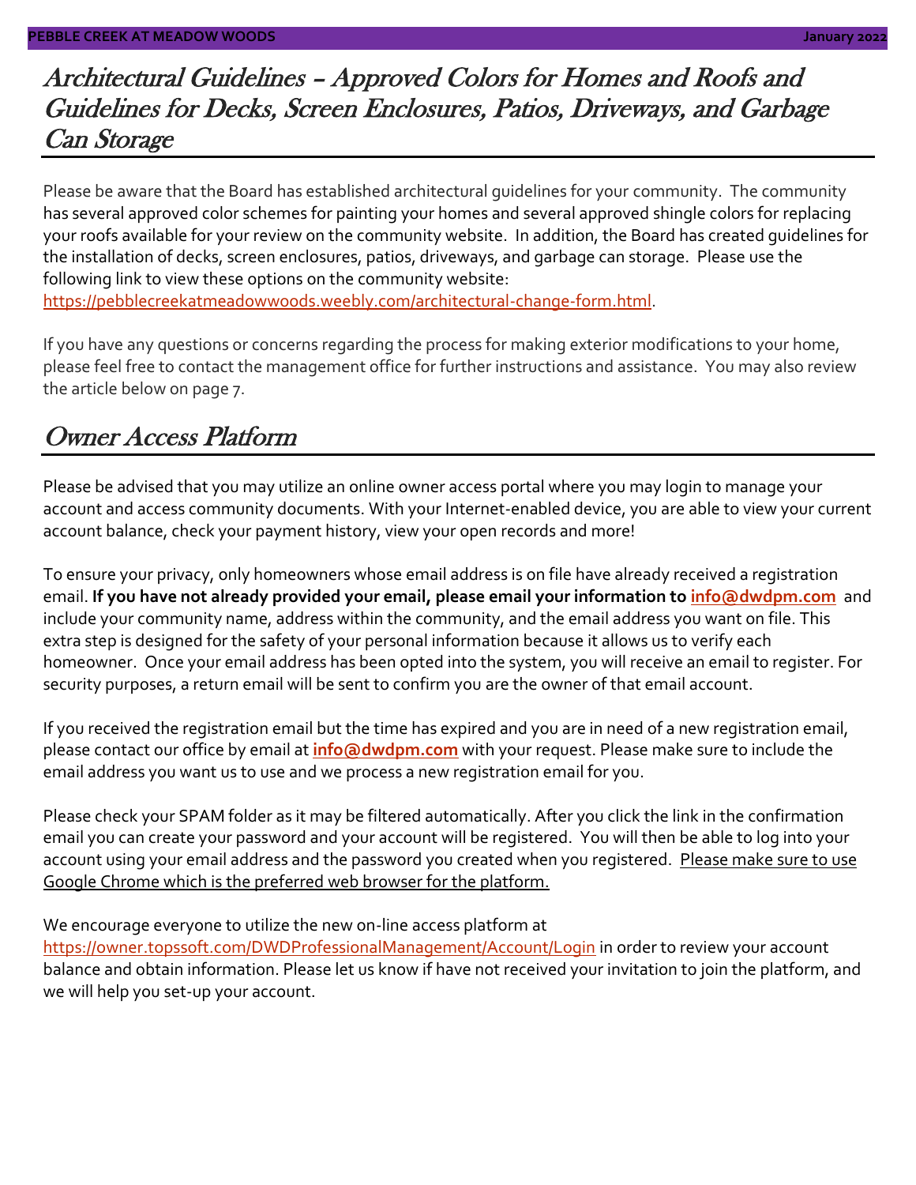## Architectural Guidelines – Approved Colors for Homes and Roofs and Guidelines for Decks, Screen Enclosures, Patios, Driveways, and Garbage Can Storage

Please be aware that the Board has established architectural guidelines for your community. The community has several approved color schemes for painting your homes and several approved shingle colors for replacing your roofs available for your review on the community website. In addition, the Board has created guidelines for the installation of decks, screen enclosures, patios, driveways, and garbage can storage. Please use the following link to view these options on the community website: https://pebblecreekatmeadowwoods.weebly.com/architectural-change-form.html.

If you have any questions or concerns regarding the process for making exterior modifications to your home, please feel free to contact the management office for further instructions and assistance. You may also review the article below on page 7.

## Owner Access Platform

Please be advised that you may utilize an online owner access portal where you may login to manage your account and access community documents. With your Internet-enabled device, you are able to view your current account balance, check your payment history, view your open records and more!

To ensure your privacy, only homeowners whose email address is on file have already received a registration email. **If you have not already provided your email, please email your information to info@dwdpm.com** and include your community name, address within the community, and the email address you want on file. This extra step is designed for the safety of your personal information because it allows us to verify each homeowner. Once your email address has been opted into the system, you will receive an email to register. For security purposes, a return email will be sent to confirm you are the owner of that email account.

If you received the registration email but the time has expired and you are in need of a new registration email, please contact our office by email at **info@dwdpm.com** with your request. Please make sure to include the email address you want us to use and we process a new registration email for you.

Please check your SPAM folder as it may be filtered automatically. After you click the link in the confirmation email you can create your password and your account will be registered. You will then be able to log into your account using your email address and the password you created when you registered. Please make sure to use Google Chrome which is the preferred web browser for the platform.

We encourage everyone to utilize the new on-line access platform at https://owner.topssoft.com/DWDProfessionalManagement/Account/Login in order to review your account balance and obtain information. Please let us know if have not received your invitation to join the platform, and we will help you set-up your account.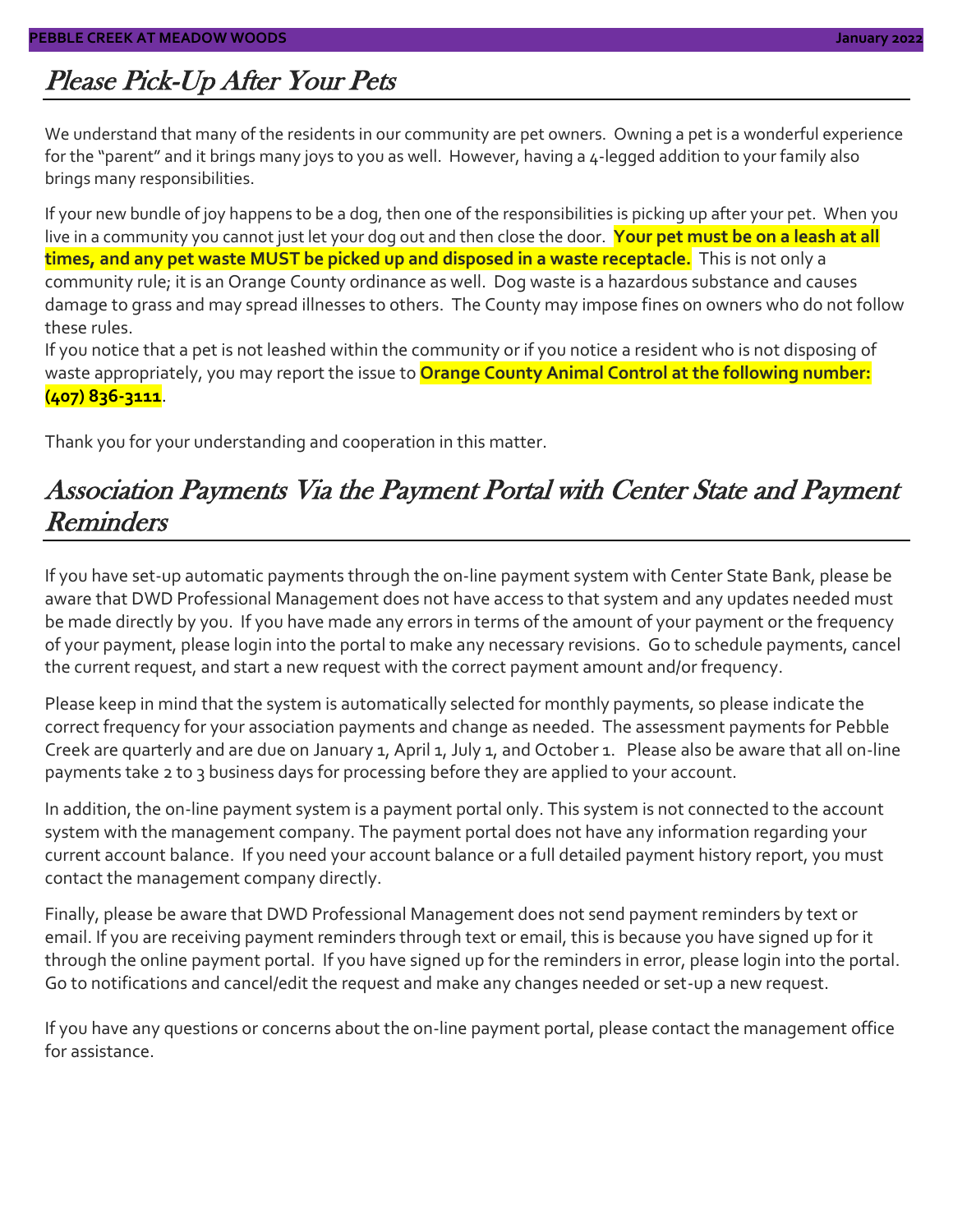## Please Pick-Up After Your Pets

We understand that many of the residents in our community are pet owners. Owning a pet is a wonderful experience for the "parent" and it brings many joys to you as well. However, having a 4-legged addition to your family also brings many responsibilities.

If your new bundle of joy happens to be a dog, then one of the responsibilities is picking up after your pet. When you live in a community you cannot just let your dog out and then close the door. **Your pet must be on a leash at all times, and any pet waste MUST be picked up and disposed in a waste receptacle.** This is not only a community rule; it is an Orange County ordinance as well. Dog waste is a hazardous substance and causes damage to grass and may spread illnesses to others. The County may impose fines on owners who do not follow these rules.

If you notice that a pet is not leashed within the community or if you notice a resident who is not disposing of waste appropriately, you may report the issue to **Orange County Animal Control at the following number: (407) 836-3111**.

Thank you for your understanding and cooperation in this matter.

## Association Payments Via the Payment Portal with Center State and Payment Reminders

If you have set-up automatic payments through the on-line payment system with Center State Bank, please be aware that DWD Professional Management does not have access to that system and any updates needed must be made directly by you. If you have made any errors in terms of the amount of your payment or the frequency of your payment, please login into the portal to make any necessary revisions. Go to schedule payments, cancel the current request, and start a new request with the correct payment amount and/or frequency.

Please keep in mind that the system is automatically selected for monthly payments, so please indicate the correct frequency for your association payments and change as needed. The assessment payments for Pebble Creek are quarterly and are due on January 1, April 1, July 1, and October 1. Please also be aware that all on-line payments take 2 to 3 business days for processing before they are applied to your account.

In addition, the on-line payment system is a payment portal only. This system is not connected to the account system with the management company. The payment portal does not have any information regarding your current account balance. If you need your account balance or a full detailed payment history report, you must contact the management company directly.

Finally, please be aware that DWD Professional Management does not send payment reminders by text or email. If you are receiving payment reminders through text or email, this is because you have signed up for it through the online payment portal. If you have signed up for the reminders in error, please login into the portal. Go to notifications and cancel/edit the request and make any changes needed or set-up a new request.

If you have any questions or concerns about the on-line payment portal, please contact the management office for assistance.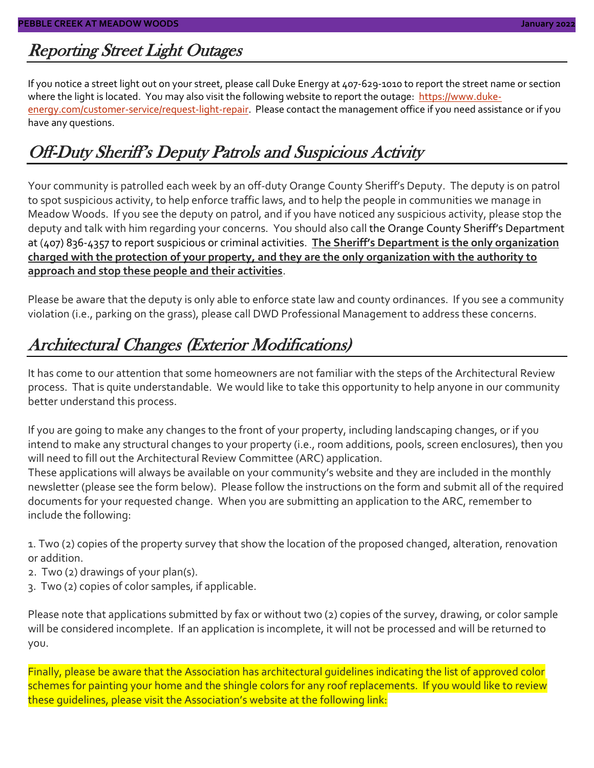## Reporting Street Light Outages

If you notice a street light out on your street, please call Duke Energy at 407-629-1010 to report the street name or section where the light is located. You may also visit the following website to report the outage: https://www.duke-energy.com/customer-service/request-light-repair. Please contact the management office if you need assistance or if you have any questions.

## Off-Duty Sheriff's Deputy Patrols and Suspicious Activity

Your community is patrolled each week by an off-duty Orange County Sheriff's Deputy. The deputy is on patrol to spot suspicious activity, to help enforce traffic laws, and to help the people in communities we manage in Meadow Woods. If you see the deputy on patrol, and if you have noticed any suspicious activity, please stop the deputy and talk with him regarding your concerns. You should also call the Orange County Sheriff's Department at (407) 836-4357 to report suspicious or criminal activities. **The Sheriff's Department is the only organization charged with the protection of your property, and they are the only organization with the authority to approach and stop these people and their activities**.

Please be aware that the deputy is only able to enforce state law and county ordinances. If you see a community violation (i.e., parking on the grass), please call DWD Professional Management to address these concerns.

## Architectural Changes (Exterior Modifications)

It has come to our attention that some homeowners are not familiar with the steps of the Architectural Review process. That is quite understandable. We would like to take this opportunity to help anyone in our community better understand this process.

If you are going to make any changes to the front of your property, including landscaping changes, or if you intend to make any structural changes to your property (i.e., room additions, pools, screen enclosures), then you will need to fill out the Architectural Review Committee (ARC) application.
These applications will always be available on your community's website and they are included in the monthly newsletter (please see the form below). Please follow the instructions on the form and submit all of the required documents for your requested change. When you are submitting an application to the ARC, remember to include the following:

1. Two (2) copies of the property survey that show the location of the proposed changed, alteration, renovation or addition.
2. Two (2) drawings of your plan(s).
3. Two (2) copies of color samples, if applicable.

Please note that applications submitted by fax or without two (2) copies of the survey, drawing, or color sample will be considered incomplete. If an application is incomplete, it will not be processed and will be returned to you.

Finally, please be aware that the Association has architectural guidelines indicating the list of approved color schemes for painting your home and the shingle colors for any roof replacements. If you would like to review these guidelines, please visit the Association's website at the following link: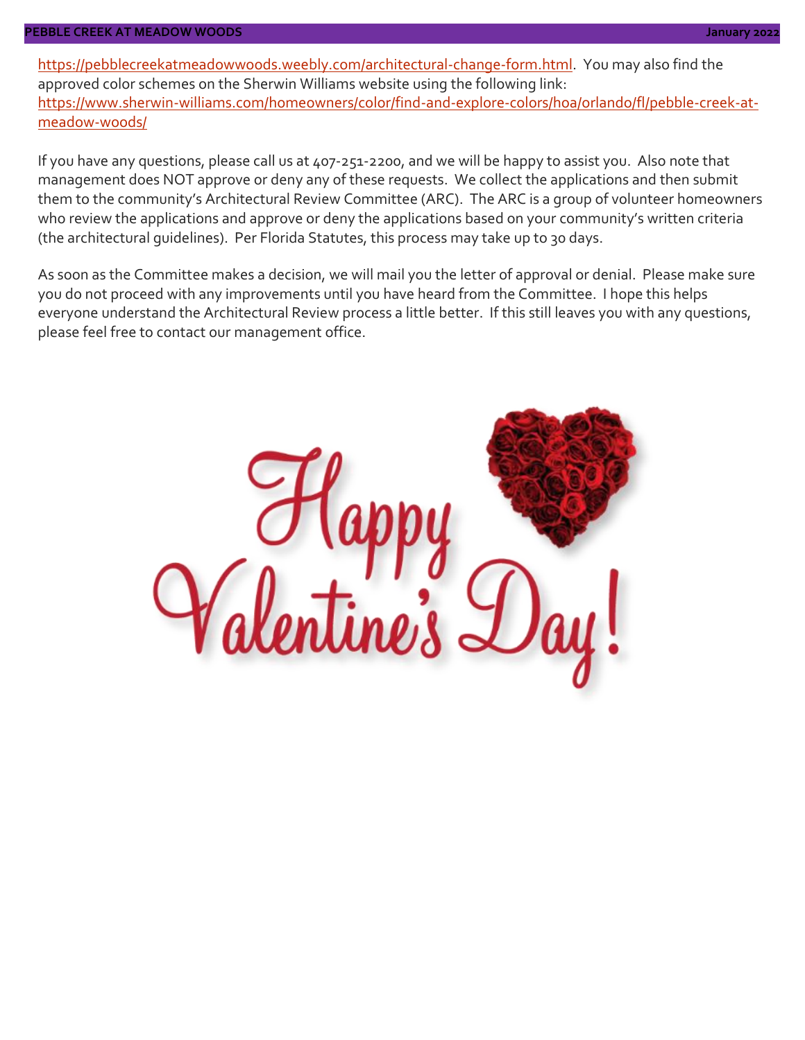https://pebblecreekatmeadowwoods.weebly.com/architectural-change-form.html. You may also find the approved color schemes on the Sherwin Williams website using the following link: https://www.sherwin-williams.com/homeowners/color/find-and-explore-colors/hoa/orlando/fl/pebble-creek-at-meadow-woods/

If you have any questions, please call us at 407-251-2200, and we will be happy to assist you. Also note that management does NOT approve or deny any of these requests. We collect the applications and then submit them to the community's Architectural Review Committee (ARC). The ARC is a group of volunteer homeowners who review the applications and approve or deny the applications based on your community's written criteria (the architectural guidelines). Per Florida Statutes, this process may take up to 30 days.

As soon as the Committee makes a decision, we will mail you the letter of approval or denial. Please make sure you do not proceed with any improvements until you have heard from the Committee. I hope this helps everyone understand the Architectural Review process a little better. If this still leaves you with any questions, please feel free to contact our management office.

Happy Valentine's Day!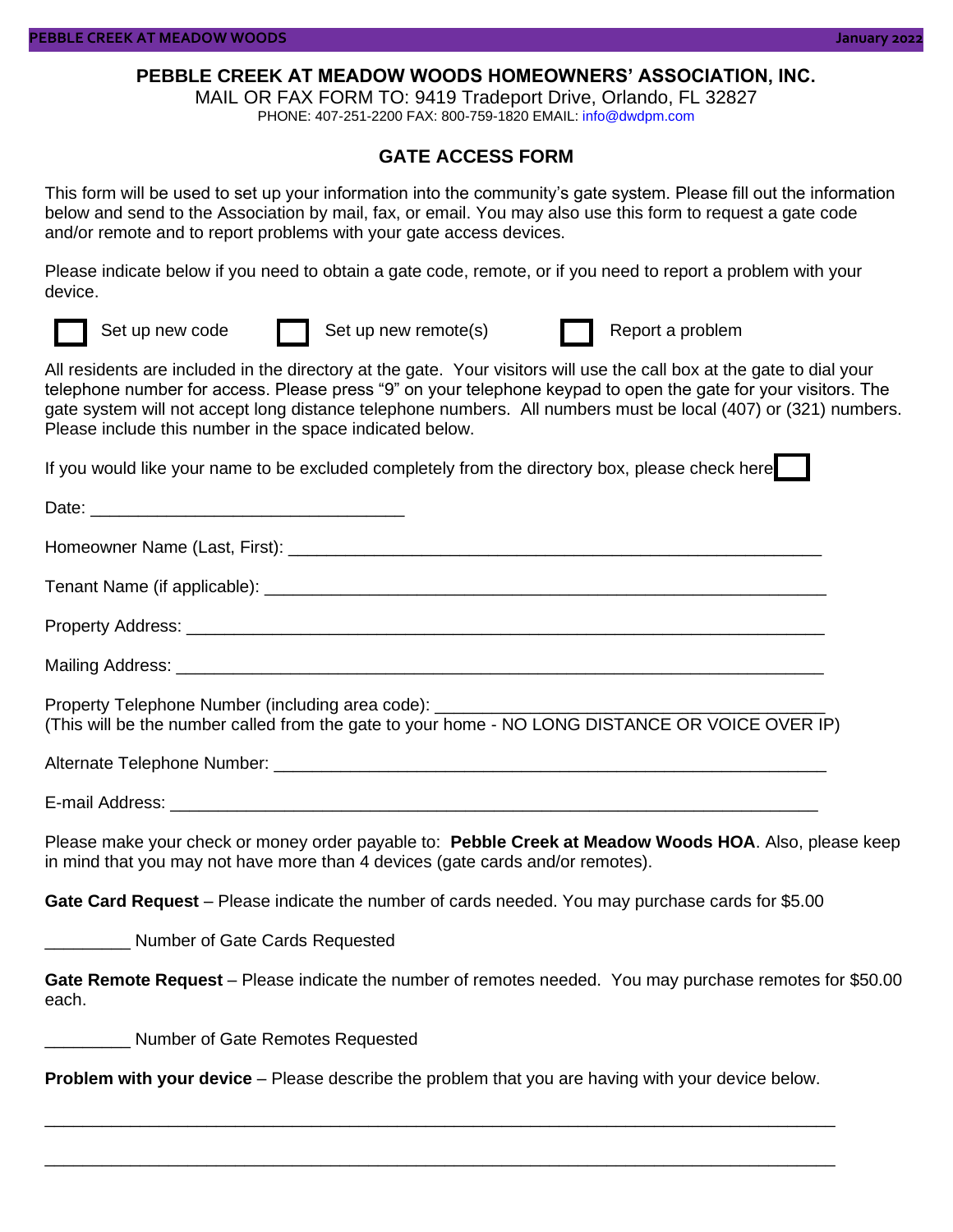**PEBBLE CREEK AT MEADOW WOODS HOMEOWNERS' ASSOCIATION, INC.**

MAIL OR FAX FORM TO: 9419 Tradeport Drive, Orlando, FL 32827

PHONE: 407-251-2200 FAX: 800-759-1820 EMAIL: info@dwdpm.com

## GATE ACCESS FORM

This form will be used to set up your information into the community's gate system. Please fill out the information below and send to the Association by mail, fax, or email. You may also use this form to request a gate code and/or remote and to report problems with your gate access devices.

Please indicate below if you need to obtain a gate code, remote, or if you need to report a problem with your device.

☐ Set up new code ☐ Set up new remote(s) ☐ Report a problem

All residents are included in the directory at the gate. Your visitors will use the call box at the gate to dial your telephone number for access. Please press "9" on your telephone keypad to open the gate for your visitors. The gate system will not accept long distance telephone numbers. All numbers must be local (407) or (321) numbers. Please include this number in the space indicated below.

If you would like your name to be excluded completely from the directory box, please check here ☐

Date: ________________________________

Homeowner Name (Last, First): ______________________________________________________

Tenant Name (if applicable): _________________________________________________________

Property Address: _________________________________________________________________

Mailing Address: __________________________________________________________________

Property Telephone Number (including area code): _______________________________________
(This will be the number called from the gate to your home - NO LONG DISTANCE OR VOICE OVER IP)

Alternate Telephone Number: _________________________________________________________

E-mail Address: ___________________________________________________________________

Please make your check or money order payable to: **Pebble Creek at Meadow Woods HOA**. Also, please keep in mind that you may not have more than 4 devices (gate cards and/or remotes).

**Gate Card Request** – Please indicate the number of cards needed. You may purchase cards for $5.00

_________ Number of Gate Cards Requested

**Gate Remote Request** – Please indicate the number of remotes needed. You may purchase remotes for $50.00 each.

_________ Number of Gate Remotes Requested

**Problem with your device** – Please describe the problem that you are having with your device below.

_____________________________________________________________________________

_____________________________________________________________________________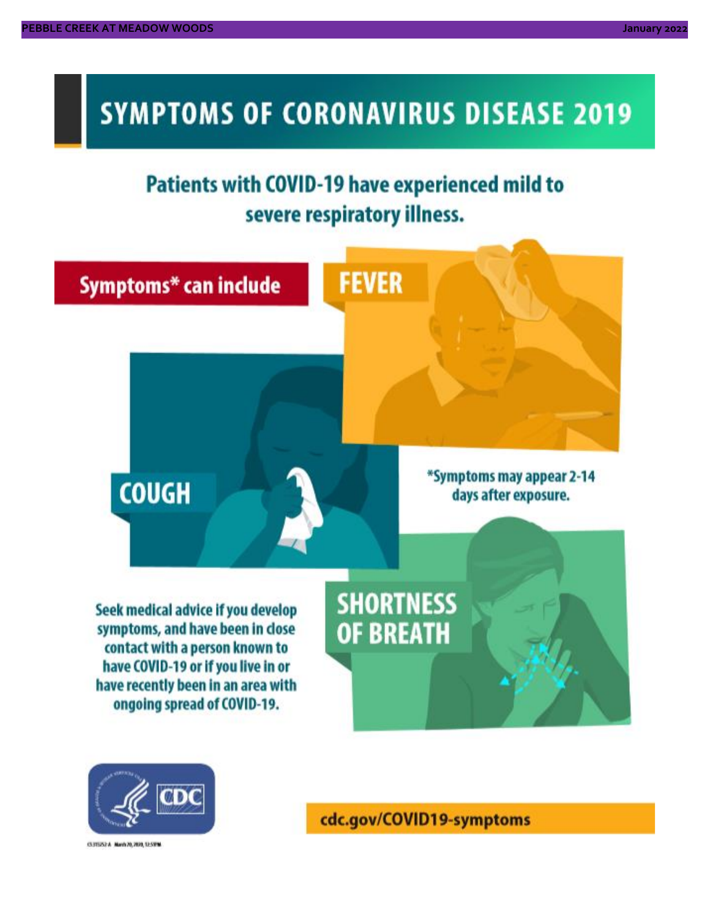# SYMPTOMS OF CORONAVIRUS DISEASE 2019

## Patients with COVID-19 have experienced mild to severe respiratory illness.

**Symptoms* can include**

**FEVER**

**COUGH**

**SHORTNESS OF BREATH**

*Symptoms may appear 2-14 days after exposure.

Seek medical advice if you develop symptoms, and have been in close contact with a person known to have COVID-19 or if you live in or have recently been in an area with ongoing spread of COVID-19.

CDC

cdc.gov/COVID19-symptoms

CS 315252-A March 20, 2020, 12:51PM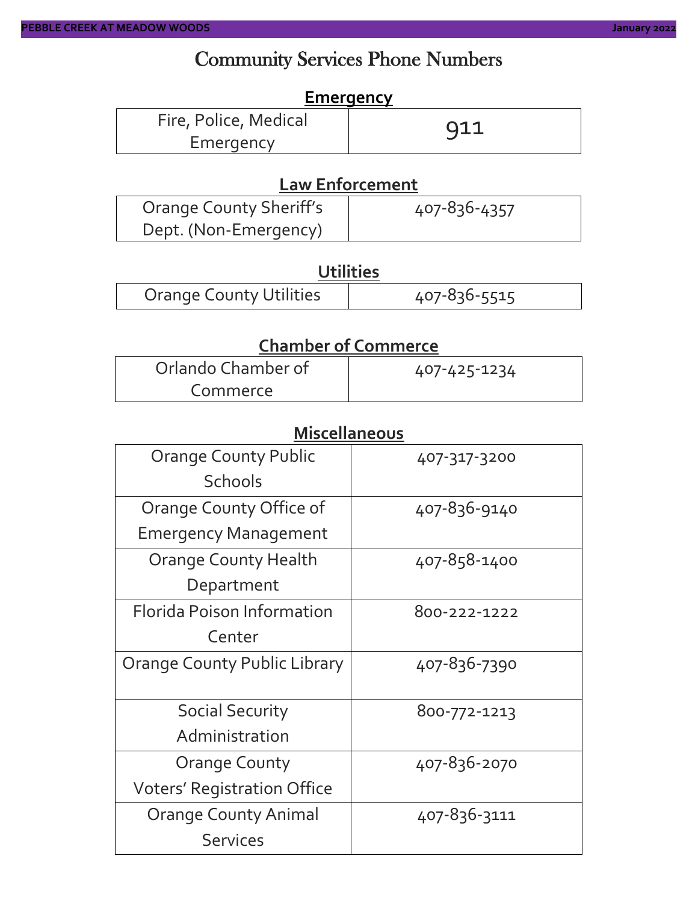# Community Services Phone Numbers

## Emergency

| | |
|---|---|
| Fire, Police, Medical Emergency | 911 |

## Law Enforcement

| | |
|---|---|
| Orange County Sheriff's Dept. (Non-Emergency) | 407-836-4357 |

## Utilities

| | |
|---|---|
| Orange County Utilities | 407-836-5515 |

## Chamber of Commerce

| | |
|---|---|
| Orlando Chamber of Commerce | 407-425-1234 |

## Miscellaneous

| | |
|---|---|
| Orange County Public Schools | 407-317-3200 |
| Orange County Office of Emergency Management | 407-836-9140 |
| Orange County Health Department | 407-858-1400 |
| Florida Poison Information Center | 800-222-1222 |
| Orange County Public Library | 407-836-7390 |
| Social Security Administration | 800-772-1213 |
| Orange County Voters' Registration Office | 407-836-2070 |
| Orange County Animal Services | 407-836-3111 |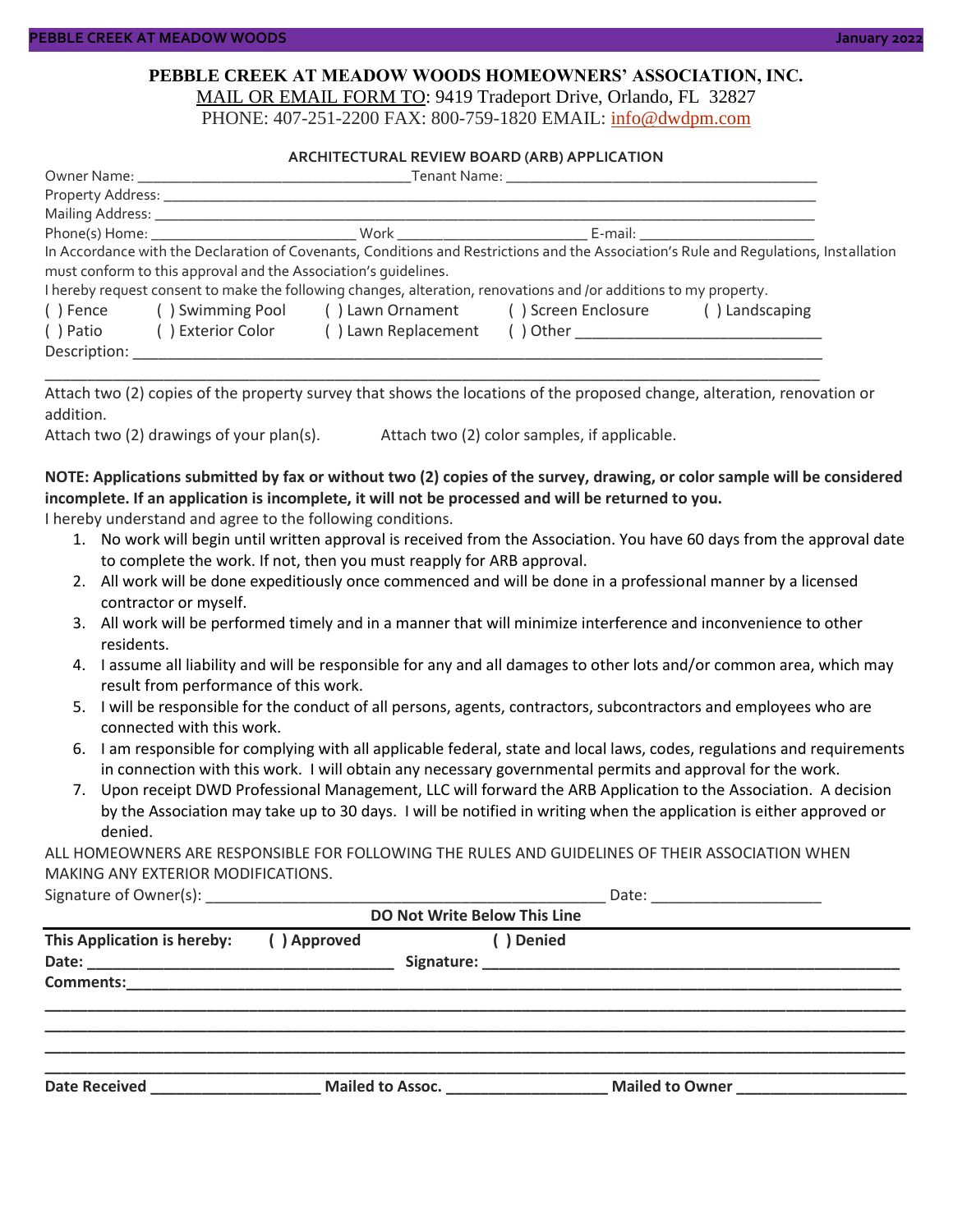**PEBBLE CREEK AT MEADOW WOODS HOMEOWNERS' ASSOCIATION, INC.**

MAIL OR EMAIL FORM TO: 9419 Tradeport Drive, Orlando, FL 32827

PHONE: 407-251-2200 FAX: 800-759-1820 EMAIL: info@dwdpm.com

**ARCHITECTURAL REVIEW BOARD (ARB) APPLICATION**

Owner Name: ___________________________________Tenant Name: ________________________________________

Property Address: ______________________________________________________________________________

Mailing Address: _______________________________________________________________________________

Phone(s) Home: __________________________ Work _________________________ E-mail: ______________________

In Accordance with the Declaration of Covenants, Conditions and Restrictions and the Association's Rule and Regulations, Installation must conform to this approval and the Association's guidelines.

I hereby request consent to make the following changes, alteration, renovations and /or additions to my property.

( ) Fence ( ) Swimming Pool ( ) Lawn Ornament ( ) Screen Enclosure ( ) Landscaping

( ) Patio ( ) Exterior Color ( ) Lawn Replacement ( ) Other ______________________________

Description: ________________________________________________________________________________

______________________________________________________________________________________________

Attach two (2) copies of the property survey that shows the locations of the proposed change, alteration, renovation or addition.

Attach two (2) drawings of your plan(s). Attach two (2) color samples, if applicable.

**NOTE: Applications submitted by fax or without two (2) copies of the survey, drawing, or color sample will be considered incomplete. If an application is incomplete, it will not be processed and will be returned to you.**

I hereby understand and agree to the following conditions.

1. No work will begin until written approval is received from the Association. You have 60 days from the approval date to complete the work. If not, then you must reapply for ARB approval.
2. All work will be done expeditiously once commenced and will be done in a professional manner by a licensed contractor or myself.
3. All work will be performed timely and in a manner that will minimize interference and inconvenience to other residents.
4. I assume all liability and will be responsible for any and all damages to other lots and/or common area, which may result from performance of this work.
5. I will be responsible for the conduct of all persons, agents, contractors, subcontractors and employees who are connected with this work.
6. I am responsible for complying with all applicable federal, state and local laws, codes, regulations and requirements in connection with this work. I will obtain any necessary governmental permits and approval for the work.
7. Upon receipt DWD Professional Management, LLC will forward the ARB Application to the Association. A decision by the Association may take up to 30 days. I will be notified in writing when the application is either approved or denied.

ALL HOMEOWNERS ARE RESPONSIBLE FOR FOLLOWING THE RULES AND GUIDELINES OF THEIR ASSOCIATION WHEN MAKING ANY EXTERIOR MODIFICATIONS.

Signature of Owner(s): _________________________________________________ Date: ____________________

**DO Not Write Below This Line**

**This Application is hereby: ( ) Approved ( ) Denied**

**Date:** ___________________________________ **Signature:** __________________________________________________

**Comments:**__________________________________________________________________________________________

______________________________________________________________________________________________

______________________________________________________________________________________________

______________________________________________________________________________________________

______________________________________________________________________________________________

**Date Received** ____________________ **Mailed to Assoc.** ___________________ **Mailed to Owner** ____________________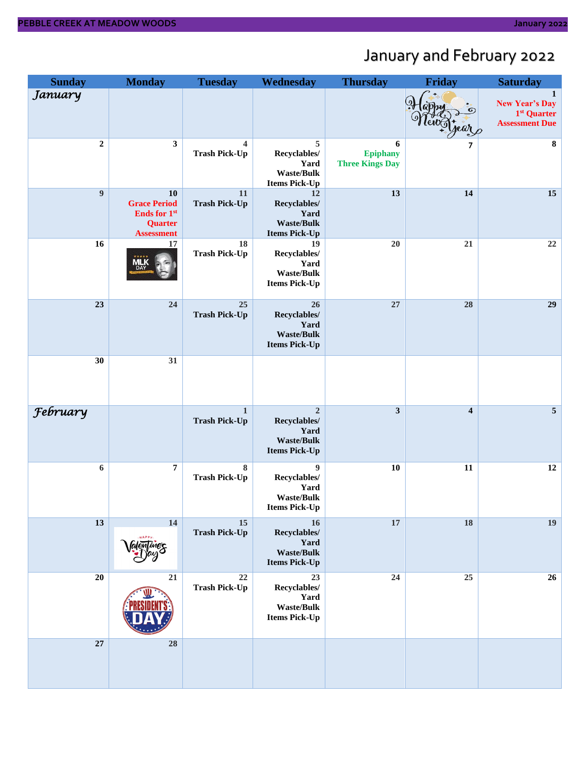# January and February 2022

| Sunday | Monday | Tuesday | Wednesday | Thursday | Friday | Saturday |
|---|---|---|---|---|---|---|
| *January* | | | | | | 1 New Year's Day 1st Quarter Assessment Due |
| 2 | 3 | 4 Trash Pick-Up | 5 Recyclables/ Yard Waste/Bulk Items Pick-Up | 6 Epiphany Three Kings Day | 7 | 8 |
| 9 | 10 Grace Period Ends for 1st Quarter Assessment | 11 Trash Pick-Up | 12 Recyclables/ Yard Waste/Bulk Items Pick-Up | 13 | 14 | 15 |
| 16 | 17 | 18 Trash Pick-Up | 19 Recyclables/ Yard Waste/Bulk Items Pick-Up | 20 | 21 | 22 |
| 23 | 24 | 25 Trash Pick-Up | 26 Recyclables/ Yard Waste/Bulk Items Pick-Up | 27 | 28 | 29 |
| 30 | 31 | | | | | |
| *February* | | 1 Trash Pick-Up | 2 Recyclables/ Yard Waste/Bulk Items Pick-Up | 3 | 4 | 5 |
| 6 | 7 | 8 Trash Pick-Up | 9 Recyclables/ Yard Waste/Bulk Items Pick-Up | 10 | 11 | 12 |
| 13 | 14 | 15 Trash Pick-Up | 16 Recyclables/ Yard Waste/Bulk Items Pick-Up | 17 | 18 | 19 |
| 20 | 21 | 22 Trash Pick-Up | 23 Recyclables/ Yard Waste/Bulk Items Pick-Up | 24 | 25 | 26 |
| 27 | 28 | | | | | |